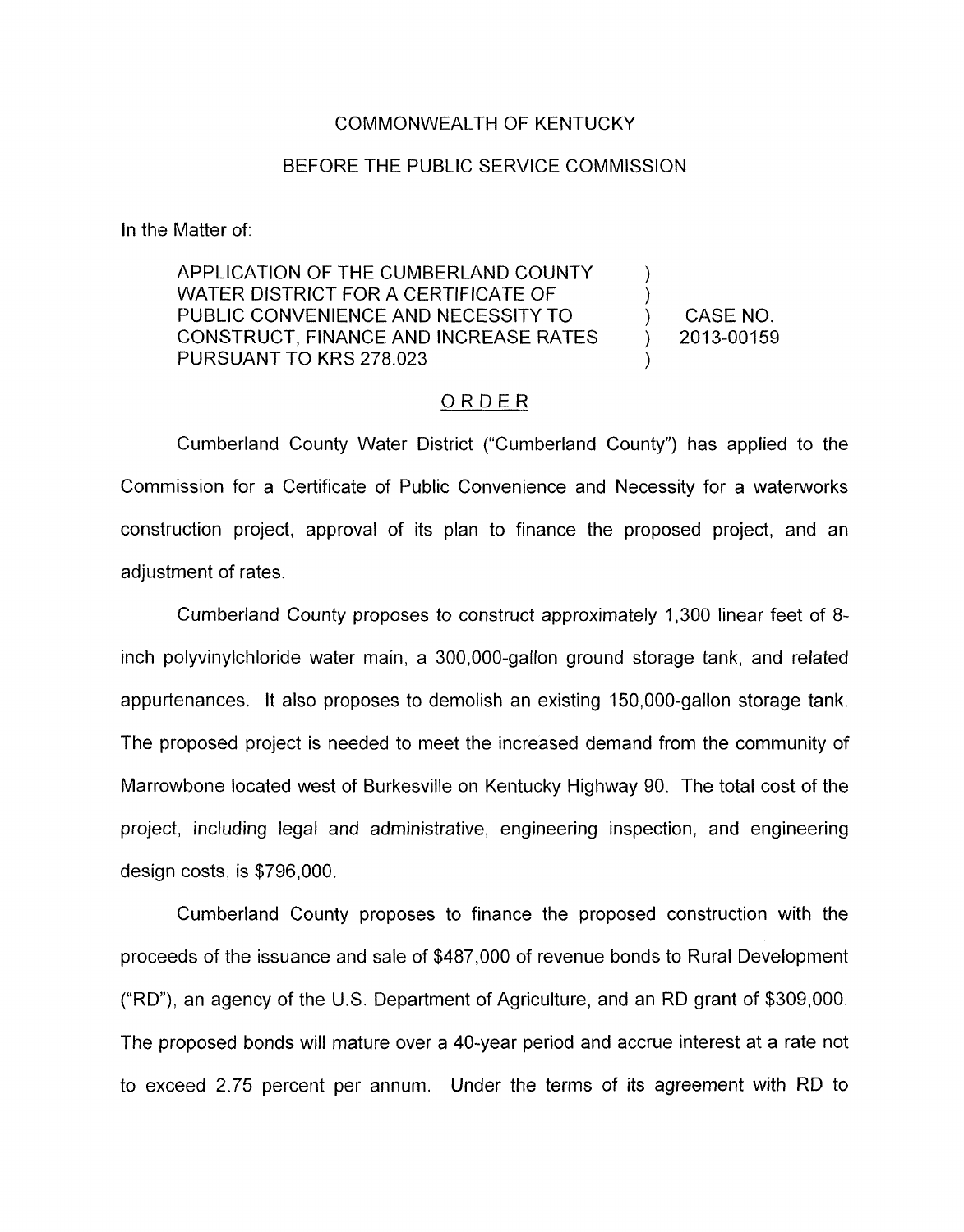COMMONWEALTH OF KENTUCKY

BEFORE THE PUBLIC SERVICE COMMISSION

In the Matter of:

| | | |
|---|---|---|
| APPLICATION OF THE CUMBERLAND COUNTY WATER DISTRICT FOR A CERTIFICATE OF PUBLIC CONVENIENCE AND NECESSITY TO CONSTRUCT, FINANCE AND INCREASE RATES PURSUANT TO KRS 278.023 | ) ) ) ) ) | CASE NO. 2013-00159 |

## ORDER

Cumberland County Water District ("Cumberland County") has applied to the Commission for a Certificate of Public Convenience and Necessity for a waterworks construction project, approval of its plan to finance the proposed project, and an adjustment of rates.

Cumberland County proposes to construct approximately 1,300 linear feet of 8-inch polyvinylchloride water main, a 300,000-gallon ground storage tank, and related appurtenances. It also proposes to demolish an existing 150,000-gallon storage tank. The proposed project is needed to meet the increased demand from the community of Marrowbone located west of Burkesville on Kentucky Highway 90. The total cost of the project, including legal and administrative, engineering inspection, and engineering design costs, is $796,000.

Cumberland County proposes to finance the proposed construction with the proceeds of the issuance and sale of $487,000 of revenue bonds to Rural Development ("RD"), an agency of the U.S. Department of Agriculture, and an RD grant of $309,000. The proposed bonds will mature over a 40-year period and accrue interest at a rate not to exceed 2.75 percent per annum. Under the terms of its agreement with RD to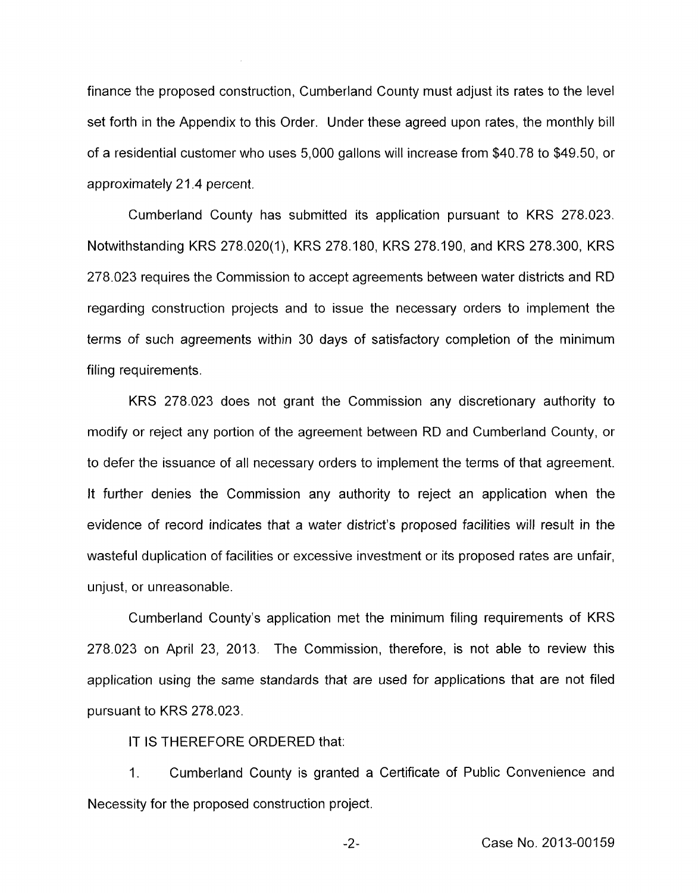finance the proposed construction, Cumberland County must adjust its rates to the level set forth in the Appendix to this Order. Under these agreed upon rates, the monthly bill of a residential customer who uses 5,000 gallons will increase from $40.78 to $49.50, or approximately 21.4 percent.

Cumberland County has submitted its application pursuant to KRS 278.023. Notwithstanding KRS 278.020(1), KRS 278.180, KRS 278.190, and KRS 278.300, KRS 278.023 requires the Commission to accept agreements between water districts and RD regarding construction projects and to issue the necessary orders to implement the terms of such agreements within 30 days of satisfactory completion of the minimum filing requirements.

KRS 278.023 does not grant the Commission any discretionary authority to modify or reject any portion of the agreement between RD and Cumberland County, or to defer the issuance of all necessary orders to implement the terms of that agreement. It further denies the Commission any authority to reject an application when the evidence of record indicates that a water district's proposed facilities will result in the wasteful duplication of facilities or excessive investment or its proposed rates are unfair, unjust, or unreasonable.

Cumberland County's application met the minimum filing requirements of KRS 278.023 on April 23, 2013. The Commission, therefore, is not able to review this application using the same standards that are used for applications that are not filed pursuant to KRS 278.023.

IT IS THEREFORE ORDERED that:

1. Cumberland County is granted a Certificate of Public Convenience and Necessity for the proposed construction project.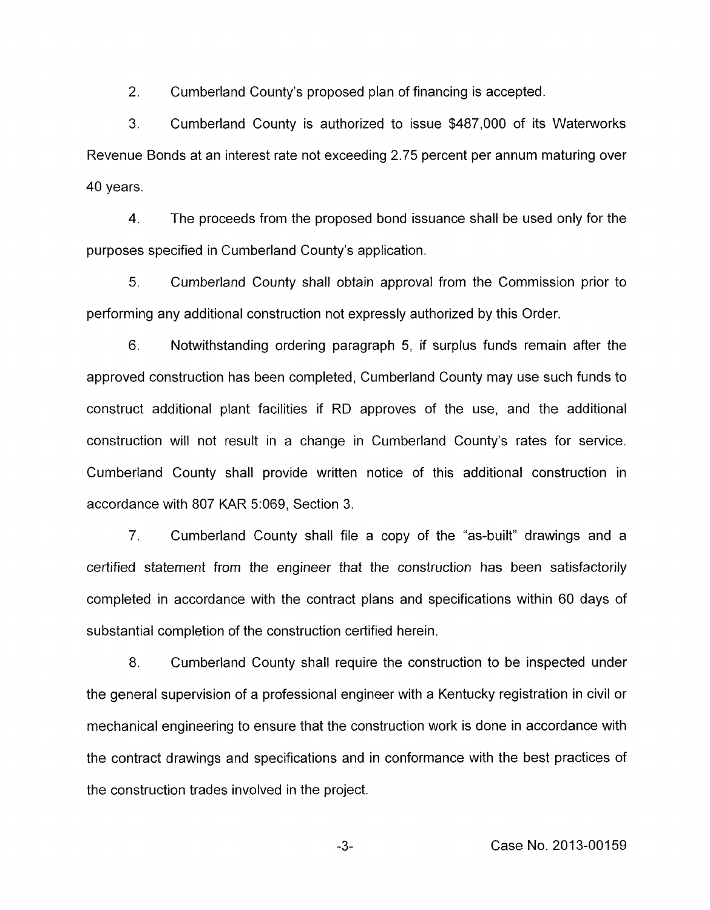2. Cumberland County's proposed plan of financing is accepted.

3. Cumberland County is authorized to issue $487,000 of its Waterworks Revenue Bonds at an interest rate not exceeding 2.75 percent per annum maturing over 40 years.

4. The proceeds from the proposed bond issuance shall be used only for the purposes specified in Cumberland County's application.

5. Cumberland County shall obtain approval from the Commission prior to performing any additional construction not expressly authorized by this Order.

6. Notwithstanding ordering paragraph 5, if surplus funds remain after the approved construction has been completed, Cumberland County may use such funds to construct additional plant facilities if RD approves of the use, and the additional construction will not result in a change in Cumberland County's rates for service. Cumberland County shall provide written notice of this additional construction in accordance with 807 KAR 5:069, Section 3.

7. Cumberland County shall file a copy of the "as-built" drawings and a certified statement from the engineer that the construction has been satisfactorily completed in accordance with the contract plans and specifications within 60 days of substantial completion of the construction certified herein.

8. Cumberland County shall require the construction to be inspected under the general supervision of a professional engineer with a Kentucky registration in civil or mechanical engineering to ensure that the construction work is done in accordance with the contract drawings and specifications and in conformance with the best practices of the construction trades involved in the project.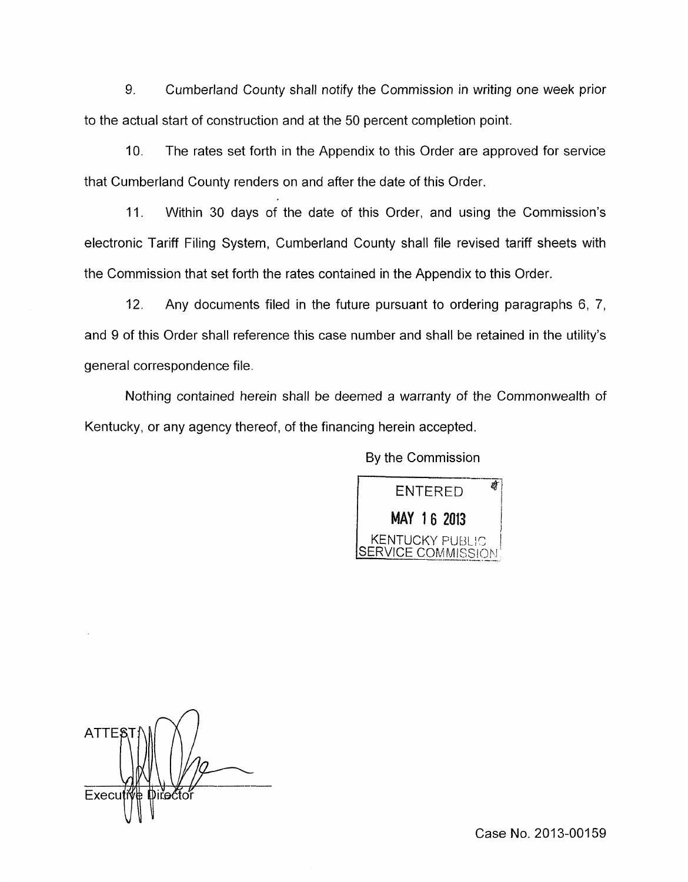9. Cumberland County shall notify the Commission in writing one week prior to the actual start of construction and at the 50 percent completion point.

10. The rates set forth in the Appendix to this Order are approved for service that Cumberland County renders on and after the date of this Order.

11. Within 30 days of the date of this Order, and using the Commission's electronic Tariff Filing System, Cumberland County shall file revised tariff sheets with the Commission that set forth the rates contained in the Appendix to this Order.

12. Any documents filed in the future pursuant to ordering paragraphs 6, 7, and 9 of this Order shall reference this case number and shall be retained in the utility's general correspondence file.

Nothing contained herein shall be deemed a warranty of the Commonwealth of Kentucky, or any agency thereof, of the financing herein accepted.

By the Commission

ENTERED
MAY 16 2013
KENTUCKY PUBLIC SERVICE COMMISSION

ATTEST:

Executive Director

Case No. 2013-00159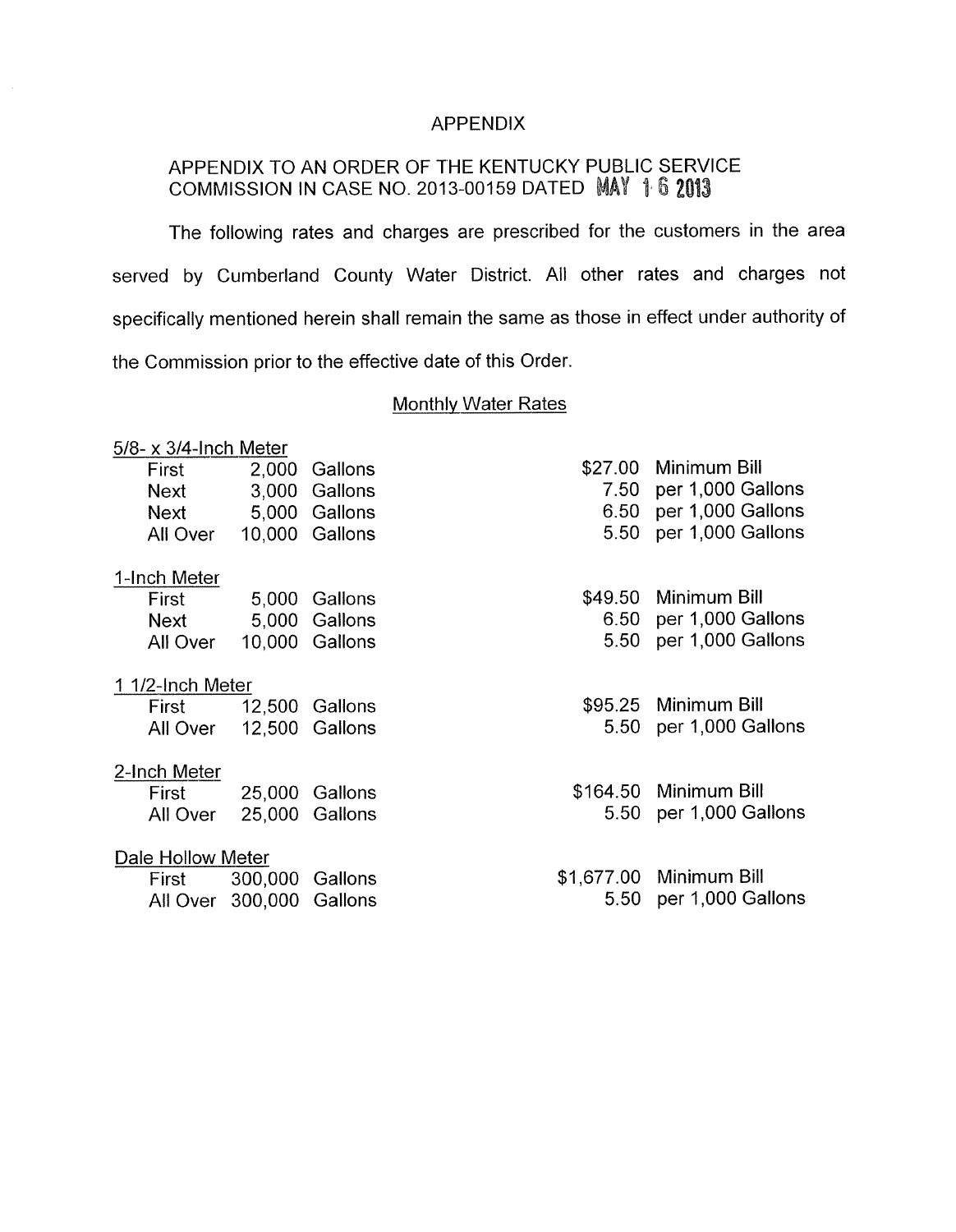# APPENDIX

## APPENDIX TO AN ORDER OF THE KENTUCKY PUBLIC SERVICE COMMISSION IN CASE NO. 2013-00159 DATED MAY 16 2013

The following rates and charges are prescribed for the customers in the area served by Cumberland County Water District. All other rates and charges not specifically mentioned herein shall remain the same as those in effect under authority of the Commission prior to the effective date of this Order.

### Monthly Water Rates

| | | | | |
|---|---|---|---|---|
| **5/8- x 3/4-Inch Meter** | | | | |
| First | 2,000 Gallons | | $27.00 | Minimum Bill |
| Next | 3,000 Gallons | | 7.50 | per 1,000 Gallons |
| Next | 5,000 Gallons | | 6.50 | per 1,000 Gallons |
| All Over | 10,000 Gallons | | 5.50 | per 1,000 Gallons |
| **1-Inch Meter** | | | | |
| First | 5,000 Gallons | | $49.50 | Minimum Bill |
| Next | 5,000 Gallons | | 6.50 | per 1,000 Gallons |
| All Over | 10,000 Gallons | | 5.50 | per 1,000 Gallons |
| **1 1/2-Inch Meter** | | | | |
| First | 12,500 Gallons | | $95.25 | Minimum Bill |
| All Over | 12,500 Gallons | | 5.50 | per 1,000 Gallons |
| **2-Inch Meter** | | | | |
| First | 25,000 Gallons | | $164.50 | Minimum Bill |
| All Over | 25,000 Gallons | | 5.50 | per 1,000 Gallons |
| **Dale Hollow Meter** | | | | |
| First | 300,000 Gallons | | $1,677.00 | Minimum Bill |
| All Over | 300,000 Gallons | | 5.50 | per 1,000 Gallons |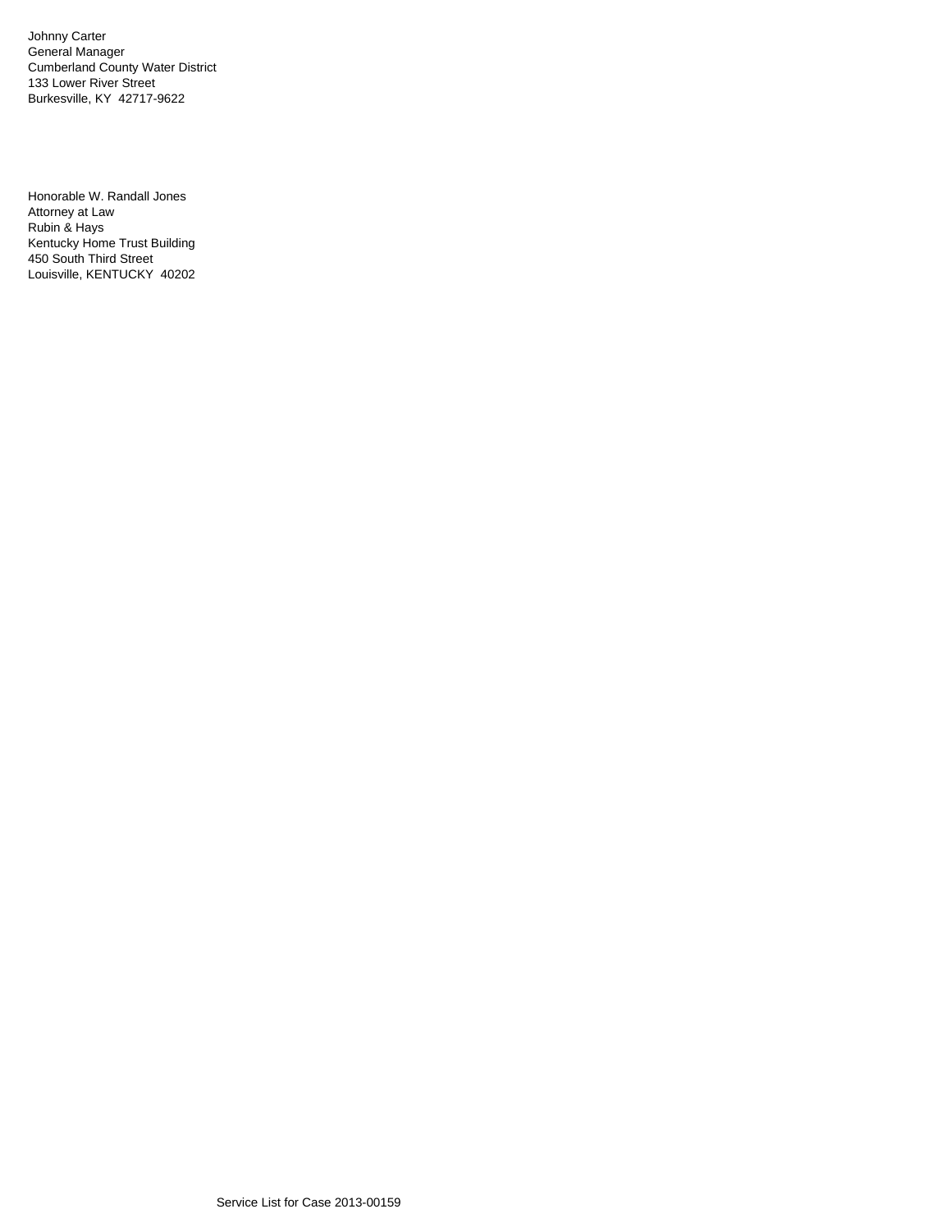Johnny Carter
General Manager
Cumberland County Water District
133 Lower River Street
Burkesville, KY  42717-9622

Honorable W. Randall Jones
Attorney at Law
Rubin & Hays
Kentucky Home Trust Building
450 South Third Street
Louisville, KENTUCKY  40202

Service List for Case 2013-00159